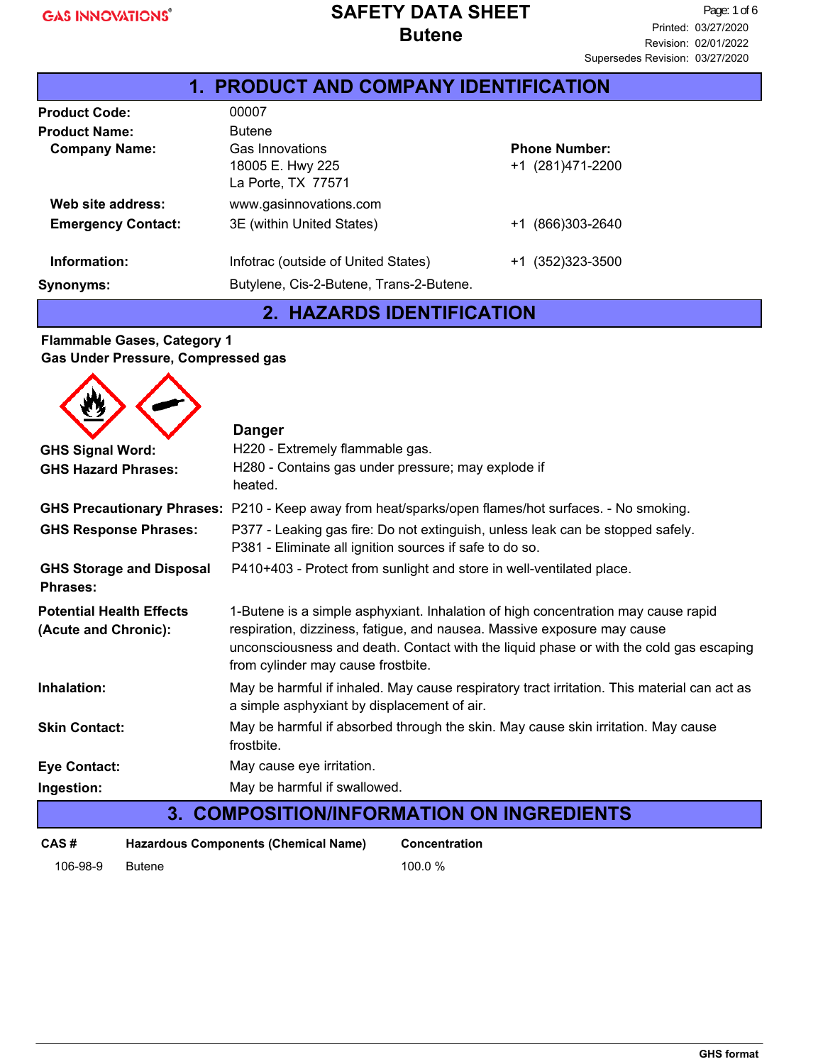# SAFETY DATA SHEET
# Butene

Printed: 03/27/2020
Revision: 02/01/2022
Supersedes Revision: 03/27/2020

## 1. PRODUCT AND COMPANY IDENTIFICATION

**Product Code:** 00007

**Product Name:** Butene

**Company Name:** Gas Innovations
18005 E. Hwy 225
La Porte, TX 77571

**Phone Number:** +1 (281)471-2200

**Web site address:** www.gasinnovations.com

**Emergency Contact:** 3E (within United States) +1 (866)303-2640

**Information:** Infotrac (outside of United States) +1 (352)323-3500

**Synonyms:** Butylene, Cis-2-Butene, Trans-2-Butene.

## 2. HAZARDS IDENTIFICATION

**Flammable Gases, Category 1**
**Gas Under Pressure, Compressed gas**

**GHS Signal Word:** Danger

**GHS Hazard Phrases:** H220 - Extremely flammable gas.
H280 - Contains gas under pressure; may explode if heated.

**GHS Precautionary Phrases:** P210 - Keep away from heat/sparks/open flames/hot surfaces. - No smoking.

**GHS Response Phrases:** P377 - Leaking gas fire: Do not extinguish, unless leak can be stopped safely.
P381 - Eliminate all ignition sources if safe to do so.

**GHS Storage and Disposal Phrases:** P410+403 - Protect from sunlight and store in well-ventilated place.

**Potential Health Effects (Acute and Chronic):** 1-Butene is a simple asphyxiant. Inhalation of high concentration may cause rapid respiration, dizziness, fatigue, and nausea. Massive exposure may cause unconsciousness and death. Contact with the liquid phase or with the cold gas escaping from cylinder may cause frostbite.

**Inhalation:** May be harmful if inhaled. May cause respiratory tract irritation. This material can act as a simple asphyxiant by displacement of air.

**Skin Contact:** May be harmful if absorbed through the skin. May cause skin irritation. May cause frostbite.

**Eye Contact:** May cause eye irritation.

**Ingestion:** May be harmful if swallowed.

## 3. COMPOSITION/INFORMATION ON INGREDIENTS

| CAS # | Hazardous Components (Chemical Name) | Concentration |
|---|---|---|
| 106-98-9 | Butene | 100.0 % |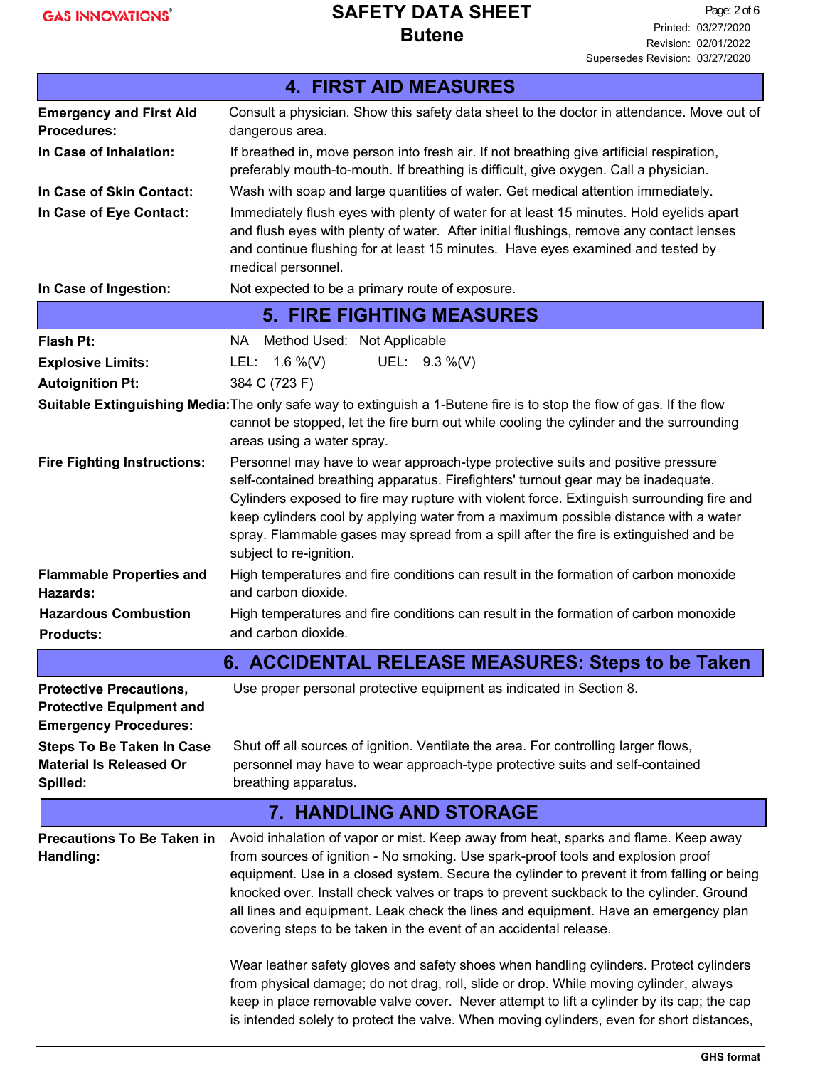## 4. FIRST AID MEASURES

**Emergency and First Aid Procedures:** Consult a physician. Show this safety data sheet to the doctor in attendance. Move out of dangerous area.

**In Case of Inhalation:** If breathed in, move person into fresh air. If not breathing give artificial respiration, preferably mouth-to-mouth. If breathing is difficult, give oxygen. Call a physician.

**In Case of Skin Contact:** Wash with soap and large quantities of water. Get medical attention immediately.

**In Case of Eye Contact:** Immediately flush eyes with plenty of water for at least 15 minutes. Hold eyelids apart and flush eyes with plenty of water. After initial flushings, remove any contact lenses and continue flushing for at least 15 minutes. Have eyes examined and tested by medical personnel.

**In Case of Ingestion:** Not expected to be a primary route of exposure.

## 5. FIRE FIGHTING MEASURES

**Flash Pt:** NA Method Used: Not Applicable

**Explosive Limits:** LEL: 1.6 %(V) UEL: 9.3 %(V)

**Autoignition Pt:** 384 C (723 F)

**Suitable Extinguishing Media:** The only safe way to extinguish a 1-Butene fire is to stop the flow of gas. If the flow cannot be stopped, let the fire burn out while cooling the cylinder and the surrounding areas using a water spray.

**Fire Fighting Instructions:** Personnel may have to wear approach-type protective suits and positive pressure self-contained breathing apparatus. Firefighters' turnout gear may be inadequate. Cylinders exposed to fire may rupture with violent force. Extinguish surrounding fire and keep cylinders cool by applying water from a maximum possible distance with a water spray. Flammable gases may spread from a spill after the fire is extinguished and be subject to re-ignition.

**Flammable Properties and Hazards:** High temperatures and fire conditions can result in the formation of carbon monoxide and carbon dioxide.

**Hazardous Combustion Products:** High temperatures and fire conditions can result in the formation of carbon monoxide and carbon dioxide.

## 6. ACCIDENTAL RELEASE MEASURES: Steps to be Taken

**Protective Precautions, Protective Equipment and Emergency Procedures:** Use proper personal protective equipment as indicated in Section 8.

**Steps To Be Taken In Case Material Is Released Or Spilled:** Shut off all sources of ignition. Ventilate the area. For controlling larger flows, personnel may have to wear approach-type protective suits and self-contained breathing apparatus.

## 7. HANDLING AND STORAGE

**Precautions To Be Taken in Handling:** Avoid inhalation of vapor or mist. Keep away from heat, sparks and flame. Keep away from sources of ignition - No smoking. Use spark-proof tools and explosion proof equipment. Use in a closed system. Secure the cylinder to prevent it from falling or being knocked over. Install check valves or traps to prevent suckback to the cylinder. Ground all lines and equipment. Leak check the lines and equipment. Have an emergency plan covering steps to be taken in the event of an accidental release.

Wear leather safety gloves and safety shoes when handling cylinders. Protect cylinders from physical damage; do not drag, roll, slide or drop. While moving cylinder, always keep in place removable valve cover. Never attempt to lift a cylinder by its cap; the cap is intended solely to protect the valve. When moving cylinders, even for short distances,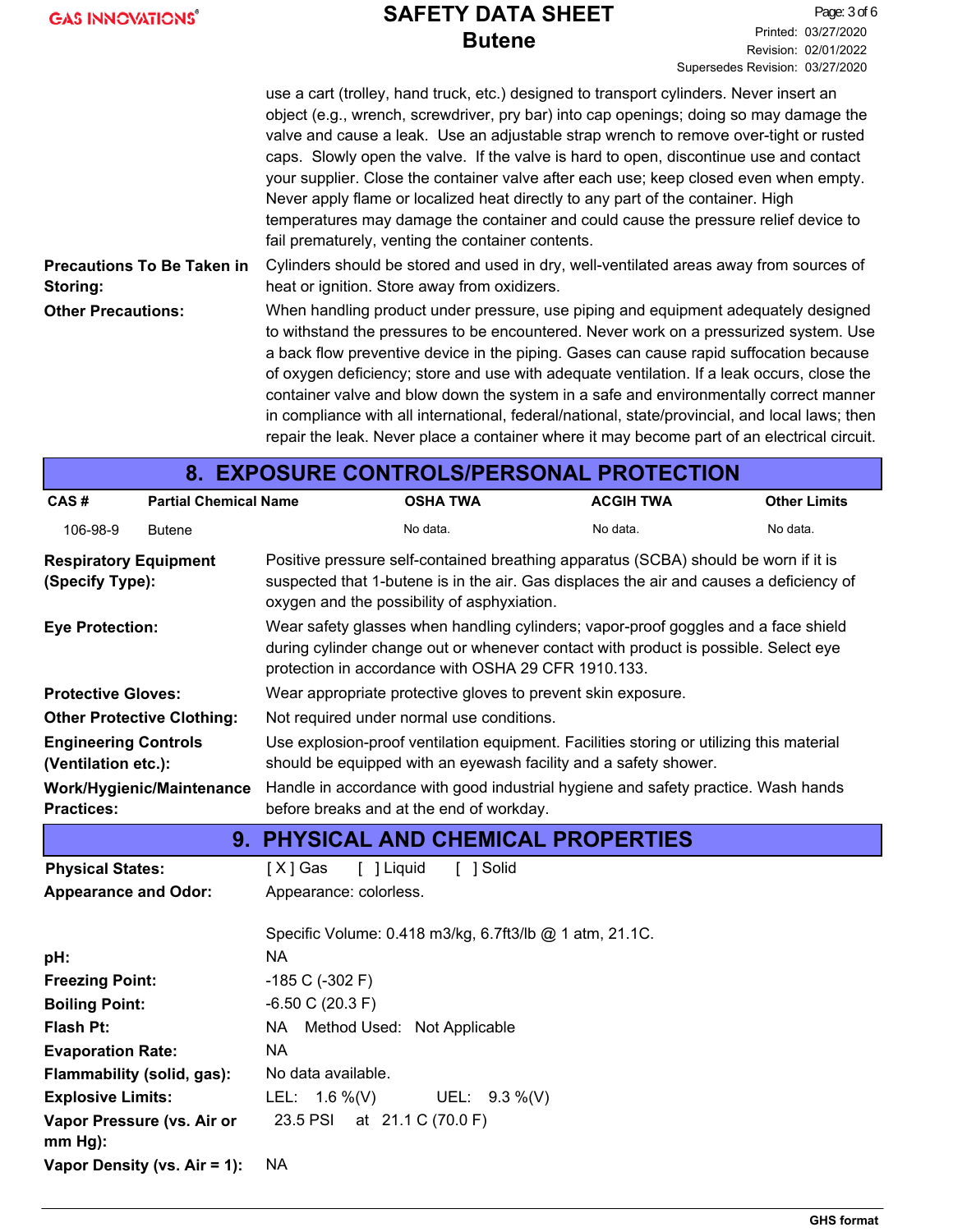use a cart (trolley, hand truck, etc.) designed to transport cylinders. Never insert an object (e.g., wrench, screwdriver, pry bar) into cap openings; doing so may damage the valve and cause a leak. Use an adjustable strap wrench to remove over-tight or rusted caps. Slowly open the valve. If the valve is hard to open, discontinue use and contact your supplier. Close the container valve after each use; keep closed even when empty. Never apply flame or localized heat directly to any part of the container. High temperatures may damage the container and could cause the pressure relief device to fail prematurely, venting the container contents.

**Precautions To Be Taken in Storing:** Cylinders should be stored and used in dry, well-ventilated areas away from sources of heat or ignition. Store away from oxidizers.

**Other Precautions:** When handling product under pressure, use piping and equipment adequately designed to withstand the pressures to be encountered. Never work on a pressurized system. Use a back flow preventive device in the piping. Gases can cause rapid suffocation because of oxygen deficiency; store and use with adequate ventilation. If a leak occurs, close the container valve and blow down the system in a safe and environmentally correct manner in compliance with all international, federal/national, state/provincial, and local laws; then repair the leak. Never place a container where it may become part of an electrical circuit.

## 8. EXPOSURE CONTROLS/PERSONAL PROTECTION

| CAS # | Partial Chemical Name | OSHA TWA | ACGIH TWA | Other Limits |
|---|---|---|---|---|
| 106-98-9 | Butene | No data. | No data. | No data. |

**Respiratory Equipment (Specify Type):** Positive pressure self-contained breathing apparatus (SCBA) should be worn if it is suspected that 1-butene is in the air. Gas displaces the air and causes a deficiency of oxygen and the possibility of asphyxiation.

**Eye Protection:** Wear safety glasses when handling cylinders; vapor-proof goggles and a face shield during cylinder change out or whenever contact with product is possible. Select eye protection in accordance with OSHA 29 CFR 1910.133.

**Protective Gloves:** Wear appropriate protective gloves to prevent skin exposure.

**Other Protective Clothing:** Not required under normal use conditions.

**Engineering Controls (Ventilation etc.):** Use explosion-proof ventilation equipment. Facilities storing or utilizing this material should be equipped with an eyewash facility and a safety shower.

**Work/Hygienic/Maintenance Practices:** Handle in accordance with good industrial hygiene and safety practice. Wash hands before breaks and at the end of workday.

## 9. PHYSICAL AND CHEMICAL PROPERTIES

**Physical States:** [X] Gas [ ] Liquid [ ] Solid

**Appearance and Odor:** Appearance: colorless.

Specific Volume: 0.418 m3/kg, 6.7ft3/lb @ 1 atm, 21.1C.

**pH:** NA

**Freezing Point:** -185 C (-302 F)

**Boiling Point:** -6.50 C (20.3 F)

**Flash Pt:** NA Method Used: Not Applicable

**Evaporation Rate:** NA

**Flammability (solid, gas):** No data available.

**Explosive Limits:** LEL: 1.6 %(V) UEL: 9.3 %(V)

**Vapor Pressure (vs. Air or mm Hg):** 23.5 PSI at 21.1 C (70.0 F)

**Vapor Density (vs. Air = 1):** NA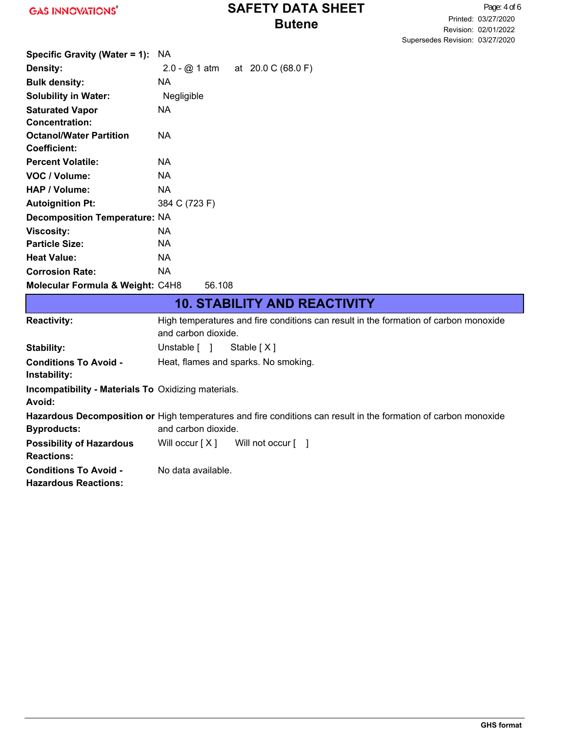| | |
|---|---|
| **Specific Gravity (Water = 1):** | NA |
| **Density:** | 2.0 - @ 1 atm at 20.0 C (68.0 F) |
| **Bulk density:** | NA |
| **Solubility in Water:** | Negligible |
| **Saturated Vapor Concentration:** | NA |
| **Octanol/Water Partition Coefficient:** | NA |
| **Percent Volatile:** | NA |
| **VOC / Volume:** | NA |
| **HAP / Volume:** | NA |
| **Autoignition Pt:** | 384 C (723 F) |
| **Decomposition Temperature:** | NA |
| **Viscosity:** | NA |
| **Particle Size:** | NA |
| **Heat Value:** | NA |
| **Corrosion Rate:** | NA |
| **Molecular Formula & Weight:** | $C_4H_8$ 56.108 |

## 10. STABILITY AND REACTIVITY

| | |
|---|---|
| **Reactivity:** | High temperatures and fire conditions can result in the formation of carbon monoxide and carbon dioxide. |
| **Stability:** | Unstable [ ] Stable [ X ] |
| **Conditions To Avoid - Instability:** | Heat, flames and sparks. No smoking. |
| **Incompatibility - Materials To Avoid:** | Oxidizing materials. |
| **Hazardous Decomposition or Byproducts:** | High temperatures and fire conditions can result in the formation of carbon monoxide and carbon dioxide. |
| **Possibility of Hazardous Reactions:** | Will occur [ X ] Will not occur [ ] |
| **Conditions To Avoid - Hazardous Reactions:** | No data available. |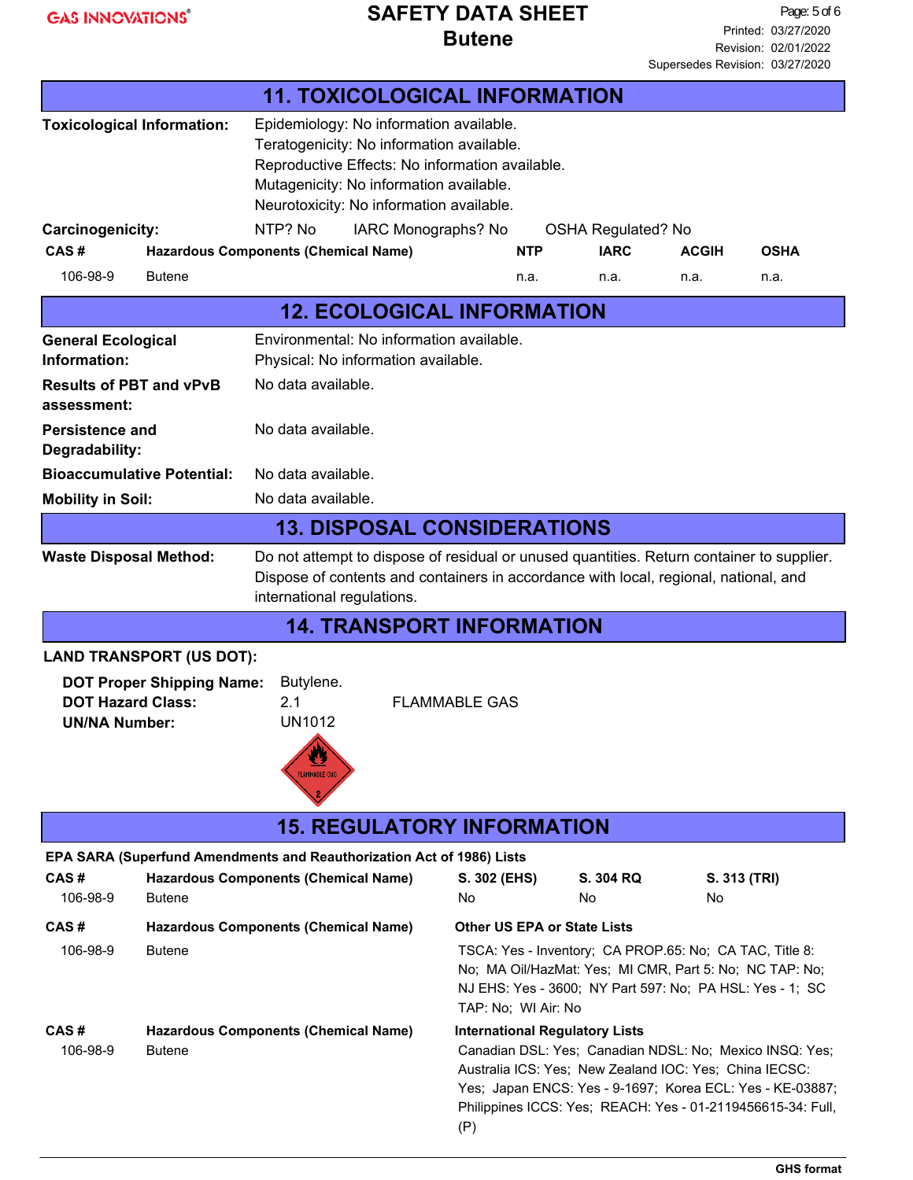## 11. TOXICOLOGICAL INFORMATION

**Toxicological Information:**
Epidemiology: No information available.
Teratogenicity: No information available.
Reproductive Effects: No information available.
Mutagenicity: No information available.
Neurotoxicity: No information available.

**Carcinogenicity:** NTP? No IARC Monographs? No OSHA Regulated? No

| CAS # | Hazardous Components (Chemical Name) | NTP | IARC | ACGIH | OSHA |
|---|---|---|---|---|---|
| 106-98-9 | Butene | n.a. | n.a. | n.a. | n.a. |

## 12. ECOLOGICAL INFORMATION

**General Ecological Information:**
Environmental: No information available.
Physical: No information available.

**Results of PBT and vPvB assessment:** No data available.

**Persistence and Degradability:** No data available.

**Bioaccumulative Potential:** No data available.

**Mobility in Soil:** No data available.

## 13. DISPOSAL CONSIDERATIONS

**Waste Disposal Method:** Do not attempt to dispose of residual or unused quantities. Return container to supplier. Dispose of contents and containers in accordance with local, regional, national, and international regulations.

## 14. TRANSPORT INFORMATION

**LAND TRANSPORT (US DOT):**

**DOT Proper Shipping Name:** Butylene.
**DOT Hazard Class:** 2.1 FLAMMABLE GAS
**UN/NA Number:** UN1012

## 15. REGULATORY INFORMATION

**EPA SARA (Superfund Amendments and Reauthorization Act of 1986) Lists**

| CAS # | Hazardous Components (Chemical Name) | S. 302 (EHS) | S. 304 RQ | S. 313 (TRI) |
|---|---|---|---|---|
| 106-98-9 | Butene | No | No | No |

| CAS # | Hazardous Components (Chemical Name) | Other US EPA or State Lists |
|---|---|---|
| 106-98-9 | Butene | TSCA: Yes - Inventory; CA PROP.65: No; CA TAC, Title 8: No; MA Oil/HazMat: Yes; MI CMR, Part 5: No; NC TAP: No; NJ EHS: Yes - 3600; NY Part 597: No; PA HSL: Yes - 1; SC TAP: No; WI Air: No |

| CAS # | Hazardous Components (Chemical Name) | International Regulatory Lists |
|---|---|---|
| 106-98-9 | Butene | Canadian DSL: Yes; Canadian NDSL: No; Mexico INSQ: Yes; Australia ICS: Yes; New Zealand IOC: Yes; China IECSC: Yes; Japan ENCS: Yes - 9-1697; Korea ECL: Yes - KE-03887; Philippines ICCS: Yes; REACH: Yes - 01-2119456615-34: Full, (P) |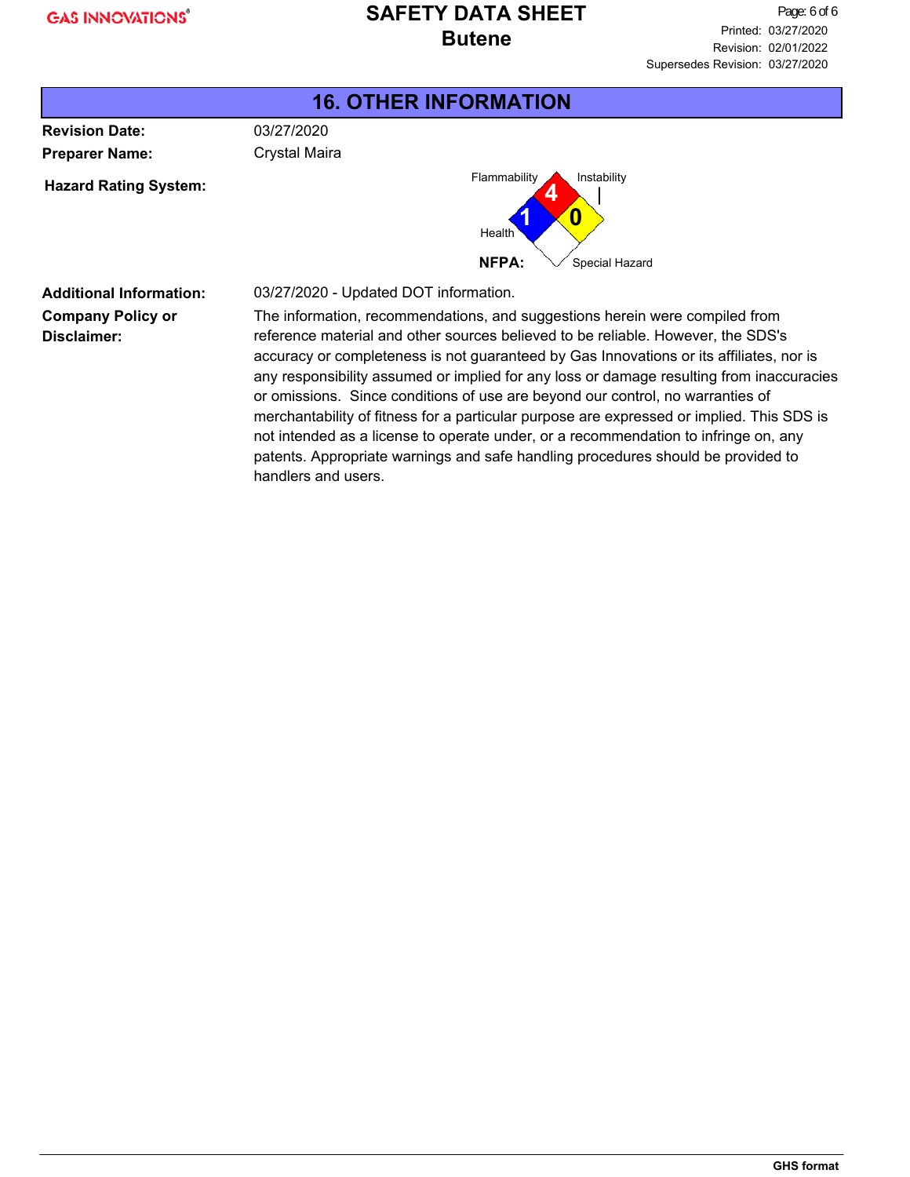## 16. OTHER INFORMATION

**Revision Date:** 03/27/2020

**Preparer Name:** Crystal Maira

**Hazard Rating System:**

NFPA:
Flammability 4
Health 1
Instability 0
Special Hazard

**Additional Information:** 03/27/2020 - Updated DOT information.

**Company Policy or Disclaimer:** The information, recommendations, and suggestions herein were compiled from reference material and other sources believed to be reliable. However, the SDS's accuracy or completeness is not guaranteed by Gas Innovations or its affiliates, nor is any responsibility assumed or implied for any loss or damage resulting from inaccuracies or omissions. Since conditions of use are beyond our control, no warranties of merchantability of fitness for a particular purpose are expressed or implied. This SDS is not intended as a license to operate under, or a recommendation to infringe on, any patents. Appropriate warnings and safe handling procedures should be provided to handlers and users.